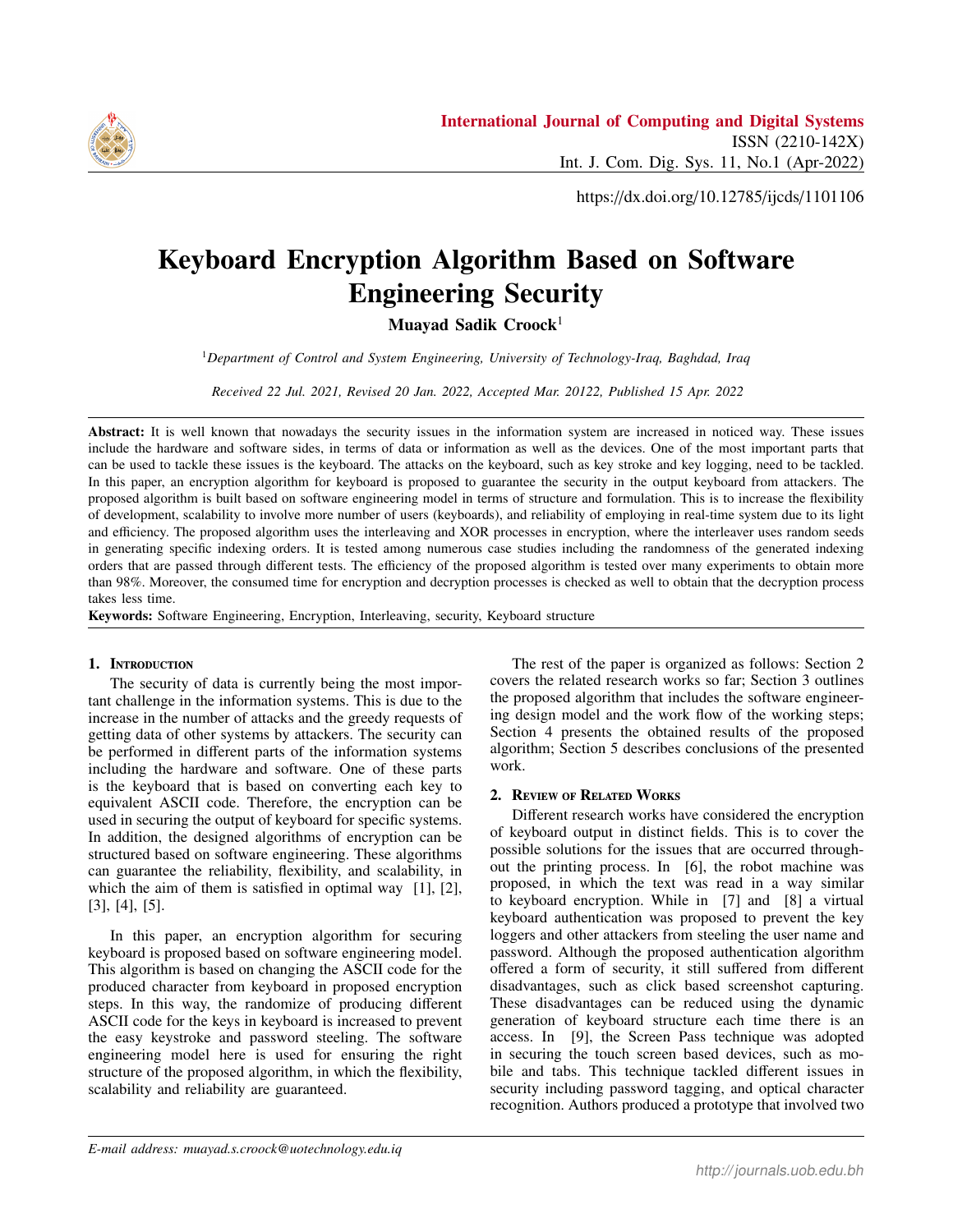https://dx.doi.org/10.12785/ijcds/1101106

# Keyboard Encryption Algorithm Based on Software Engineering Security

**Muayad Sadik Croock**[1]

[1]*Department of Control and System Engineering, University of Technology-Iraq, Baghdad, Iraq*

*Received 22 Jul. 2021, Revised 20 Jan. 2022, Accepted Mar. 20122, Published 15 Apr. 2022*

**Abstract:** It is well known that nowadays the security issues in the information system are increased in noticed way. These issues include the hardware and software sides, in terms of data or information as well as the devices. One of the most important parts that can be used to tackle these issues is the keyboard. The attacks on the keyboard, such as key stroke and key logging, need to be tackled. In this paper, an encryption algorithm for keyboard is proposed to guarantee the security in the output keyboard from attackers. The proposed algorithm is built based on software engineering model in terms of structure and formulation. This is to increase the flexibility of development, scalability to involve more number of users (keyboards), and reliability of employing in real-time system due to its light and efficiency. The proposed algorithm uses the interleaving and XOR processes in encryption, where the interleaver uses random seeds in generating specific indexing orders. It is tested among numerous case studies including the randomness of the generated indexing orders that are passed through different tests. The efficiency of the proposed algorithm is tested over many experiments to obtain more than 98%. Moreover, the consumed time for encryption and decryption processes is checked as well to obtain that the decryption process takes less time.

**Keywords:** Software Engineering, Encryption, Interleaving, security, Keyboard structure

## 1. Introduction

The security of data is currently being the most important challenge in the information systems. This is due to the increase in the number of attacks and the greedy requests of getting data of other systems by attackers. The security can be performed in different parts of the information systems including the hardware and software. One of these parts is the keyboard that is based on converting each key to equivalent ASCII code. Therefore, the encryption can be used in securing the output of keyboard for specific systems. In addition, the designed algorithms of encryption can be structured based on software engineering. These algorithms can guarantee the reliability, flexibility, and scalability, in which the aim of them is satisfied in optimal way [1], [2], [3], [4], [5].

In this paper, an encryption algorithm for securing keyboard is proposed based on software engineering model. This algorithm is based on changing the ASCII code for the produced character from keyboard in proposed encryption steps. In this way, the randomize of producing different ASCII code for the keys in keyboard is increased to prevent the easy keystroke and password steeling. The software engineering model here is used for ensuring the right structure of the proposed algorithm, in which the flexibility, scalability and reliability are guaranteed.

The rest of the paper is organized as follows: Section 2 covers the related research works so far; Section 3 outlines the proposed algorithm that includes the software engineering design model and the work flow of the working steps; Section 4 presents the obtained results of the proposed algorithm; Section 5 describes conclusions of the presented work.

## 2. Review of Related Works

Different research works have considered the encryption of keyboard output in distinct fields. This is to cover the possible solutions for the issues that are occurred throughout the printing process. In [6], the robot machine was proposed, in which the text was read in a way similar to keyboard encryption. While in [7] and [8] a virtual keyboard authentication was proposed to prevent the key loggers and other attackers from steeling the user name and password. Although the proposed authentication algorithm offered a form of security, it still suffered from different disadvantages, such as click based screenshot capturing. These disadvantages can be reduced using the dynamic generation of keyboard structure each time there is an access. In [9], the Screen Pass technique was adopted in securing the touch screen based devices, such as mobile and tabs. This technique tackled different issues in security including password tagging, and optical character recognition. Authors produced a prototype that involved two

*E-mail address: muayad.s.croock@uotechnology.edu.iq*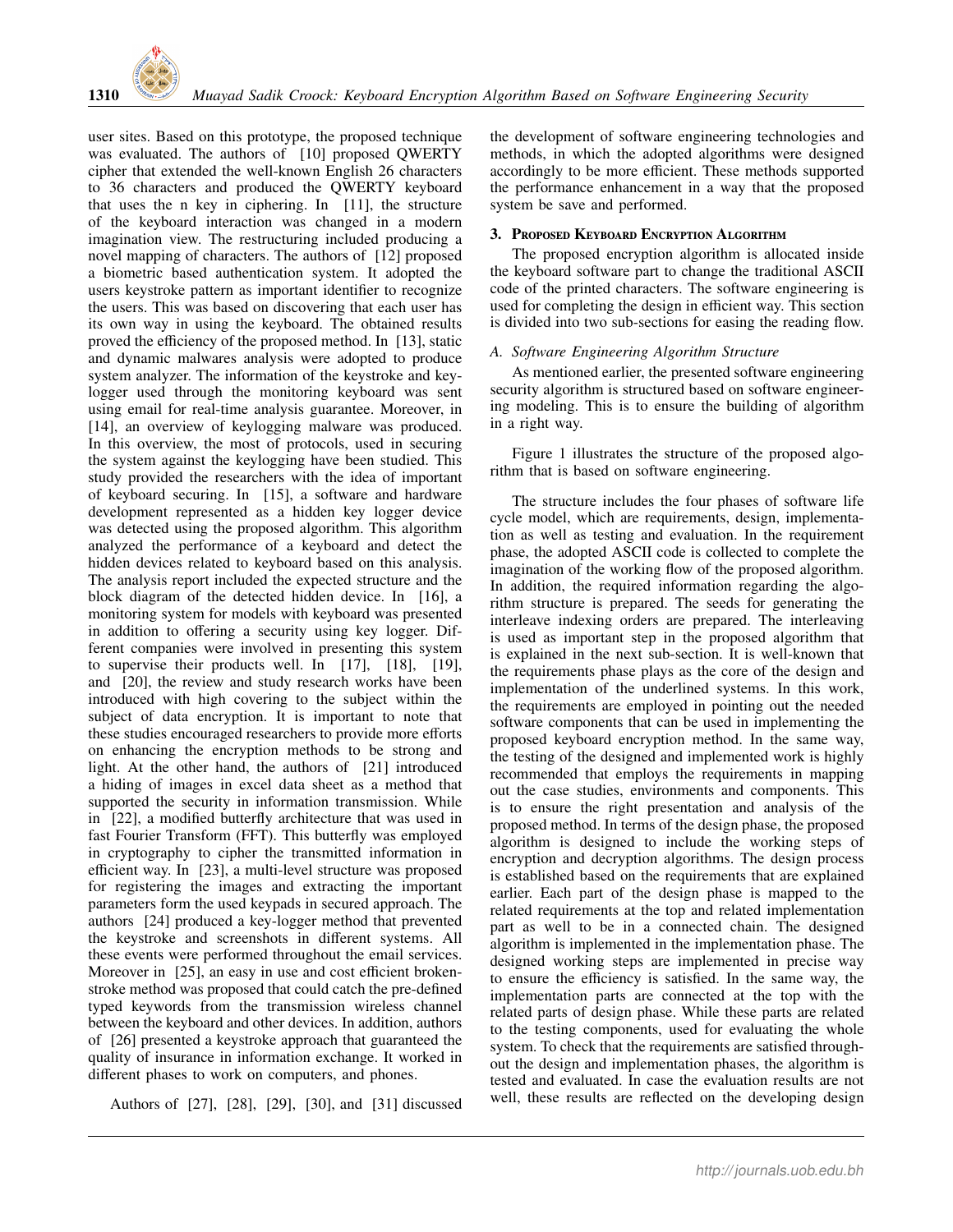user sites. Based on this prototype, the proposed technique was evaluated. The authors of [10] proposed QWERTY cipher that extended the well-known English 26 characters to 36 characters and produced the QWERTY keyboard that uses the n key in ciphering. In [11], the structure of the keyboard interaction was changed in a modern imagination view. The restructuring included producing a novel mapping of characters. The authors of [12] proposed a biometric based authentication system. It adopted the users keystroke pattern as important identifier to recognize the users. This was based on discovering that each user has its own way in using the keyboard. The obtained results proved the efficiency of the proposed method. In [13], static and dynamic malwares analysis were adopted to produce system analyzer. The information of the keystroke and keylogger used through the monitoring keyboard was sent using email for real-time analysis guarantee. Moreover, in [14], an overview of keylogging malware was produced. In this overview, the most of protocols, used in securing the system against the keylogging have been studied. This study provided the researchers with the idea of important of keyboard securing. In [15], a software and hardware development represented as a hidden key logger device was detected using the proposed algorithm. This algorithm analyzed the performance of a keyboard and detect the hidden devices related to keyboard based on this analysis. The analysis report included the expected structure and the block diagram of the detected hidden device. In [16], a monitoring system for models with keyboard was presented in addition to offering a security using key logger. Different companies were involved in presenting this system to supervise their products well. In [17], [18], [19], and [20], the review and study research works have been introduced with high covering to the subject within the subject of data encryption. It is important to note that these studies encouraged researchers to provide more efforts on enhancing the encryption methods to be strong and light. At the other hand, the authors of [21] introduced a hiding of images in excel data sheet as a method that supported the security in information transmission. While in [22], a modified butterfly architecture that was used in Fast Fourier Transform (FFT). This butterfly was employed in cryptography to cipher the transmitted information in efficient way. In [23], a multi-level structure was proposed for registering the images and extracting the important parameters form the used keypads in secured approach. The authors [24] produced a key-logger method that prevented the keystroke and screenshots in different systems. All these events were performed throughout the email services. Moreover in [25], an easy in use and cost efficient broken-stroke method was proposed that could catch the pre-defined typed keywords from the transmission wireless channel between the keyboard and other devices. In addition, authors of [26] presented a keystroke approach that guaranteed the quality of insurance in information exchange. It worked in different phases to work on computers, and phones.

Authors of [27], [28], [29], [30], and [31] discussed the development of software engineering technologies and methods, in which the adopted algorithms were designed accordingly to be more efficient. These methods supported the performance enhancement in a way that the proposed system be save and performed.

## 3. Proposed Keyboard Encryption Algorithm

The proposed encryption algorithm is allocated inside the keyboard software part to change the traditional ASCII code of the printed characters. The software engineering is used for completing the design in efficient way. This section is divided into two sub-sections for easing the reading flow.

### *A. Software Engineering Algorithm Structure*

As mentioned earlier, the presented software engineering security algorithm is structured based on software engineering modeling. This is to ensure the building of algorithm in a right way.

Figure 1 illustrates the structure of the proposed algorithm that is based on software engineering.

The structure includes the four phases of software life cycle model, which are requirements, design, implementation as well as testing and evaluation. In the requirement phase, the adopted ASCII code is collected to complete the imagination of the working flow of the proposed algorithm. In addition, the required information regarding the algorithm structure is prepared. The seeds for generating the interleave indexing orders are prepared. The interleaving is used as important step in the proposed algorithm that is explained in the next sub-section. It is well-known that the requirements phase plays as the core of the design and implementation of the underlined systems. In this work, the requirements are employed in pointing out the needed software components that can be used in implementing the proposed keyboard encryption method. In the same way, the testing of the designed and implemented work is highly recommended that employs the requirements in mapping out the case studies, environments and components. This is to ensure the right presentation and analysis of the proposed method. In terms of the design phase, the proposed algorithm is designed to include the working steps of encryption and decryption algorithms. The design process is established based on the requirements that are explained earlier. Each part of the design phase is mapped to the related requirements at the top and related implementation part as well to be in a connected chain. The designed algorithm is implemented in the implementation phase. The designed working steps are implemented in precise way to ensure the efficiency is satisfied. In the same way, the implementation parts are connected at the top with the related parts of design phase. While these parts are related to the testing components, used for evaluating the whole system. To check that the requirements are satisfied throughout the design and implementation phases, the algorithm is tested and evaluated. In case the evaluation results are not well, these results are reflected on the developing design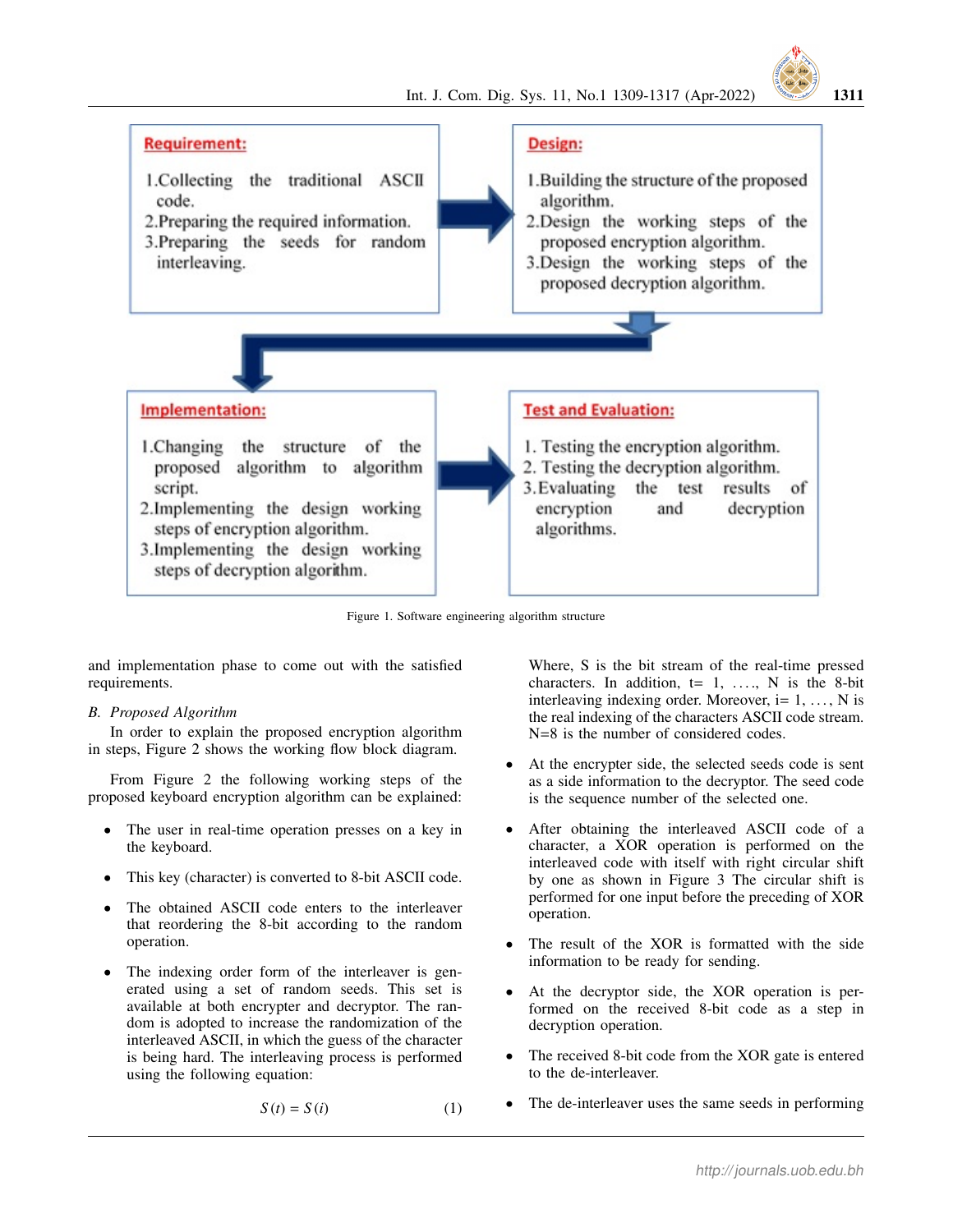**Requirement:**

1. Collecting the traditional ASCII code.
2. Preparing the required information.
3. Preparing the seeds for random interleaving.

**Design:**

1. Building the structure of the proposed algorithm.
2. Design the working steps of the proposed encryption algorithm.
3. Design the working steps of the proposed decryption algorithm.

**Implementation:**

1. Changing the structure of the proposed algorithm to algorithm script.
2. Implementing the design working steps of encryption algorithm.
3. Implementing the design working steps of decryption algorithm.

**Test and Evaluation:**

1. Testing the encryption algorithm.
2. Testing the decryption algorithm.
3. Evaluating the test results of encryption and decryption algorithms.

Figure 1. Software engineering algorithm structure

and implementation phase to come out with the satisfied requirements.

### B. Proposed Algorithm

In order to explain the proposed encryption algorithm in steps, Figure 2 shows the working flow block diagram.

From Figure 2 the following working steps of the proposed keyboard encryption algorithm can be explained:

- The user in real-time operation presses on a key in the keyboard.
- This key (character) is converted to 8-bit ASCII code.
- The obtained ASCII code enters to the interleaver that reordering the 8-bit according to the random operation.
- The indexing order form of the interleaver is generated using a set of random seeds. This set is available at both encrypter and decryptor. The random is adopted to increase the randomization of the interleaved ASCII, in which the guess of the character is being hard. The interleaving process is performed using the following equation:

$$S(t) = S(i) \tag{1}$$

Where, S is the bit stream of the real-time pressed characters. In addition, t= 1, …., N is the 8-bit interleaving indexing order. Moreover, i= 1, …, N is the real indexing of the characters ASCII code stream. N=8 is the number of considered codes.

- At the encrypter side, the selected seeds code is sent as a side information to the decryptor. The seed code is the sequence number of the selected one.
- After obtaining the interleaved ASCII code of a character, a XOR operation is performed on the interleaved code with itself with right circular shift by one as shown in Figure 3 The circular shift is performed for one input before the preceding of XOR operation.
- The result of the XOR is formatted with the side information to be ready for sending.
- At the decryptor side, the XOR operation is performed on the received 8-bit code as a step in decryption operation.
- The received 8-bit code from the XOR gate is entered to the de-interleaver.
- The de-interleaver uses the same seeds in performing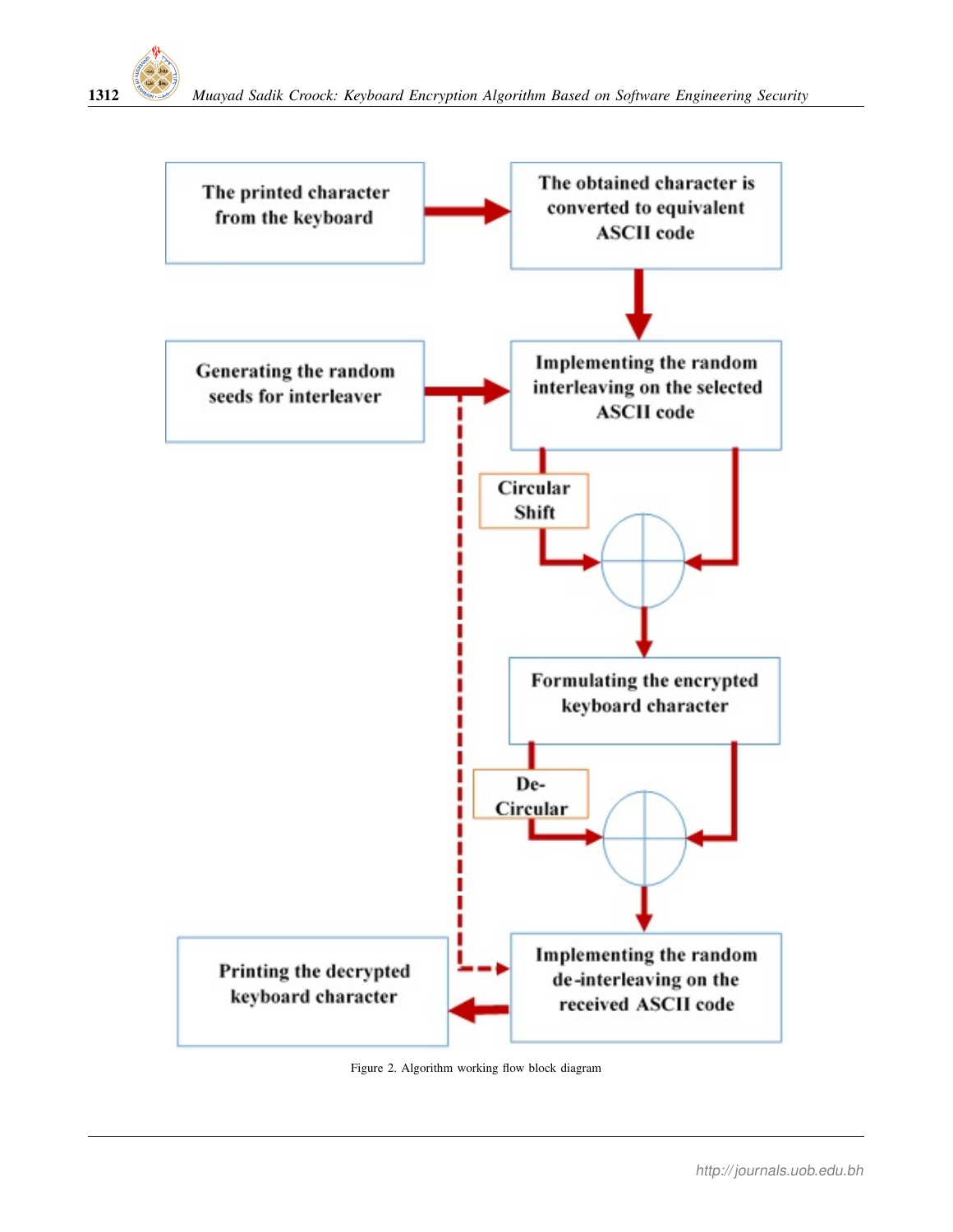Figure 2. Algorithm working flow block diagram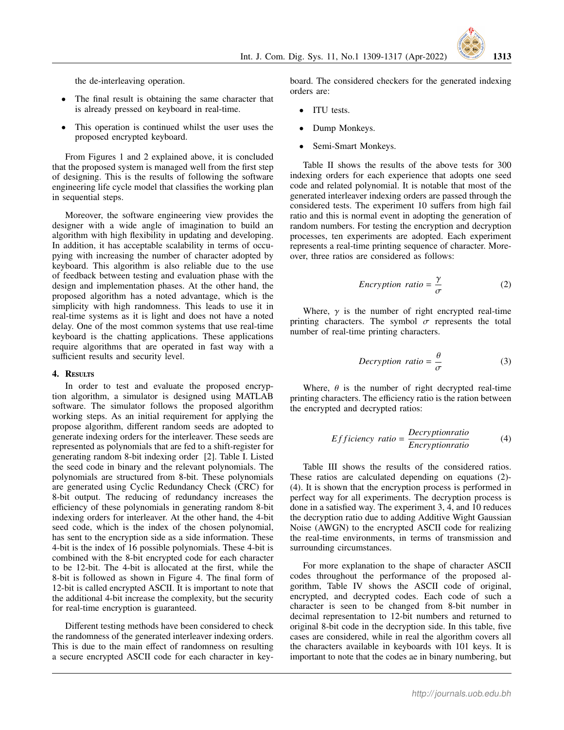the de-interleaving operation.

- The final result is obtaining the same character that is already pressed on keyboard in real-time.
- This operation is continued whilst the user uses the proposed encrypted keyboard.

From Figures 1 and 2 explained above, it is concluded that the proposed system is managed well from the first step of designing. This is the results of following the software engineering life cycle model that classifies the working plan in sequential steps.

Moreover, the software engineering view provides the designer with a wide angle of imagination to build an algorithm with high flexibility in updating and developing. In addition, it has acceptable scalability in terms of occupying with increasing the number of character adopted by keyboard. This algorithm is also reliable due to the use of feedback between testing and evaluation phase with the design and implementation phases. At the other hand, the proposed algorithm has a noted advantage, which is the simplicity with high randomness. This leads to use it in real-time systems as it is light and does not have a noted delay. One of the most common systems that use real-time keyboard is the chatting applications. These applications require algorithms that are operated in fast way with a sufficient results and security level.

## 4. Results

In order to test and evaluate the proposed encryption algorithm, a simulator is designed using MATLAB software. The simulator follows the proposed algorithm working steps. As an initial requirement for applying the propose algorithm, different random seeds are adopted to generate indexing orders for the interleaver. These seeds are represented as polynomials that are fed to a shift-register for generating random 8-bit indexing order [2]. Table I. Listed the seed code in binary and the relevant polynomials. The polynomials are structured from 8-bit. These polynomials are generated using Cyclic Redundancy Check (CRC) for 8-bit output. The reducing of redundancy increases the efficiency of these polynomials in generating random 8-bit indexing orders for interleaver. At the other hand, the 4-bit seed code, which is the index of the chosen polynomial, has sent to the encryption side as a side information. These 4-bit is the index of 16 possible polynomials. These 4-bit is combined with the 8-bit encrypted code for each character to be 12-bit. The 4-bit is allocated at the first, while the 8-bit is followed as shown in Figure 4. The final form of 12-bit is called encrypted ASCII. It is important to note that the additional 4-bit increase the complexity, but the security for real-time encryption is guaranteed.

Different testing methods have been considered to check the randomness of the generated interleaver indexing orders. This is due to the main effect of randomness on resulting a secure encrypted ASCII code for each character in keyboard. The considered checkers for the generated indexing orders are:

- ITU tests.
- Dump Monkeys.
- Semi-Smart Monkeys.

Table II shows the results of the above tests for 300 indexing orders for each experience that adopts one seed code and related polynomial. It is notable that most of the generated interleaver indexing orders are passed through the considered tests. The experiment 10 suffers from high fail ratio and this is normal event in adopting the generation of random numbers. For testing the encryption and decryption processes, ten experiments are adopted. Each experiment represents a real-time printing sequence of character. Moreover, three ratios are considered as follows:

$$Encryption\ ratio = \frac{\gamma}{\sigma} \tag{2}$$

Where, $\gamma$ is the number of right encrypted real-time printing characters. The symbol $\sigma$ represents the total number of real-time printing characters.

$$Decryption\ ratio = \frac{\theta}{\sigma} \tag{3}$$

Where, $\theta$ is the number of right decrypted real-time printing characters. The efficiency ratio is the ration between the encrypted and decrypted ratios:

$$Efficiency\ ratio = \frac{Decryptionratio}{Encryptionratio} \tag{4}$$

Table III shows the results of the considered ratios. These ratios are calculated depending on equations (2)-(4). It is shown that the encryption process is performed in perfect way for all experiments. The decryption process is done in a satisfied way. The experiment 3, 4, and 10 reduces the decryption ratio due to adding Additive Wight Gaussian Noise (AWGN) to the encrypted ASCII code for realizing the real-time environments, in terms of transmission and surrounding circumstances.

For more explanation to the shape of character ASCII codes throughout the performance of the proposed algorithm, Table IV shows the ASCII code of original, encrypted, and decrypted codes. Each code of such a character is seen to be changed from 8-bit number in decimal representation to 12-bit numbers and returned to original 8-bit code in the decryption side. In this table, five cases are considered, while in real the algorithm covers all the characters available in keyboards with 101 keys. It is important to note that the codes ae in binary numbering, but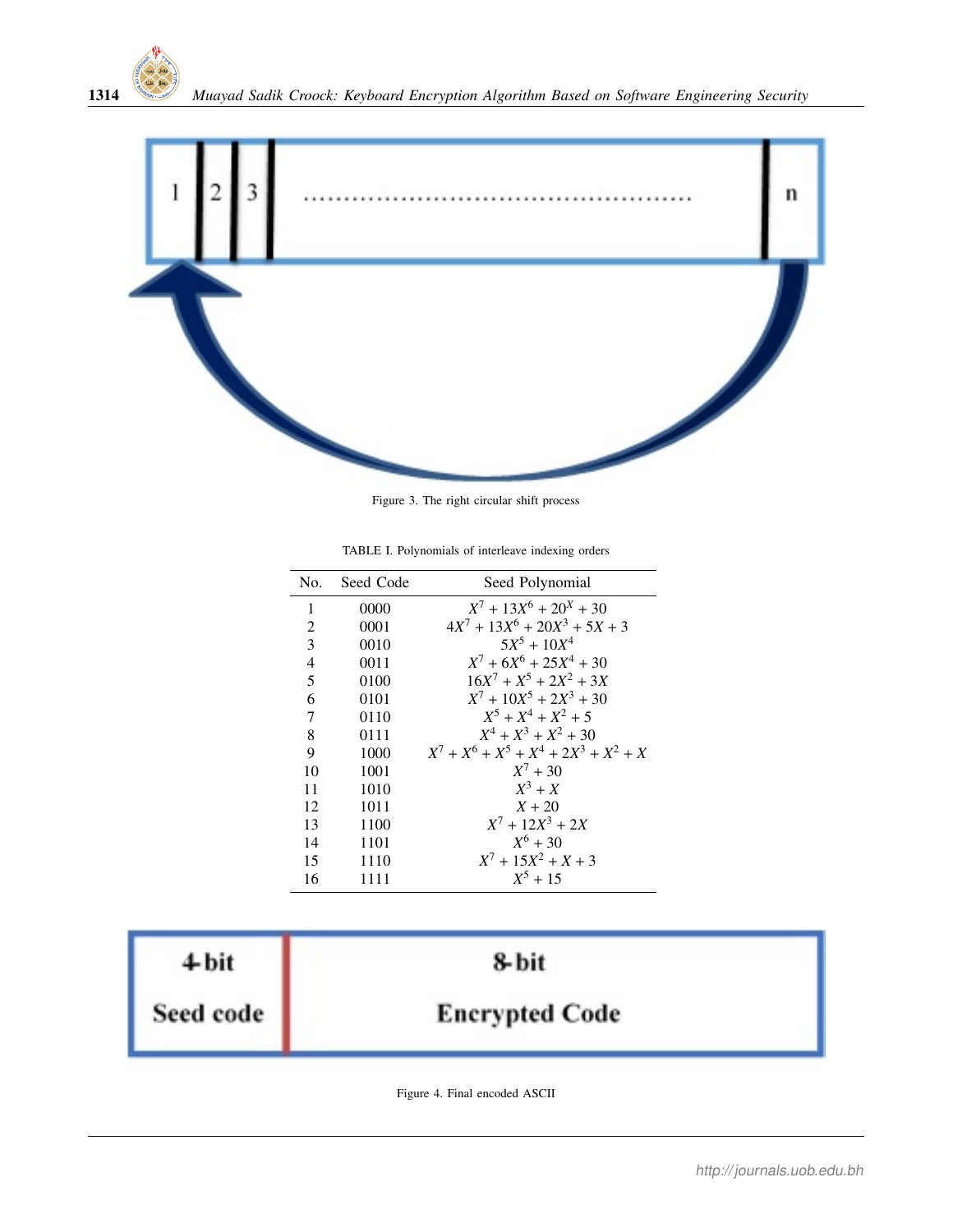Figure 3. The right circular shift process

TABLE I. Polynomials of interleave indexing orders

| No. | Seed Code | Seed Polynomial |
|---|---|---|
| 1 | 0000 | $X^7 + 13X^6 + 20^X + 30$ |
| 2 | 0001 | $4X^7 + 13X^6 + 20X^3 + 5X + 3$ |
| 3 | 0010 | $5X^5 + 10X^4$ |
| 4 | 0011 | $X^7 + 6X^6 + 25X^4 + 30$ |
| 5 | 0100 | $16X^7 + X^5 + 2X^2 + 3X$ |
| 6 | 0101 | $X^7 + 10X^5 + 2X^3 + 30$ |
| 7 | 0110 | $X^5 + X^4 + X^2 + 5$ |
| 8 | 0111 | $X^4 + X^3 + X^2 + 30$ |
| 9 | 1000 | $X^7 + X^6 + X^5 + X^4 + 2X^3 + X^2 + X$ |
| 10 | 1001 | $X^7 + 30$ |
| 11 | 1010 | $X^3 + X$ |
| 12 | 1011 | $X + 20$ |
| 13 | 1100 | $X^7 + 12X^3 + 2X$ |
| 14 | 1101 | $X^6 + 30$ |
| 15 | 1110 | $X^7 + 15X^2 + X + 3$ |
| 16 | 1111 | $X^5 + 15$ |

Figure 4. Final encoded ASCII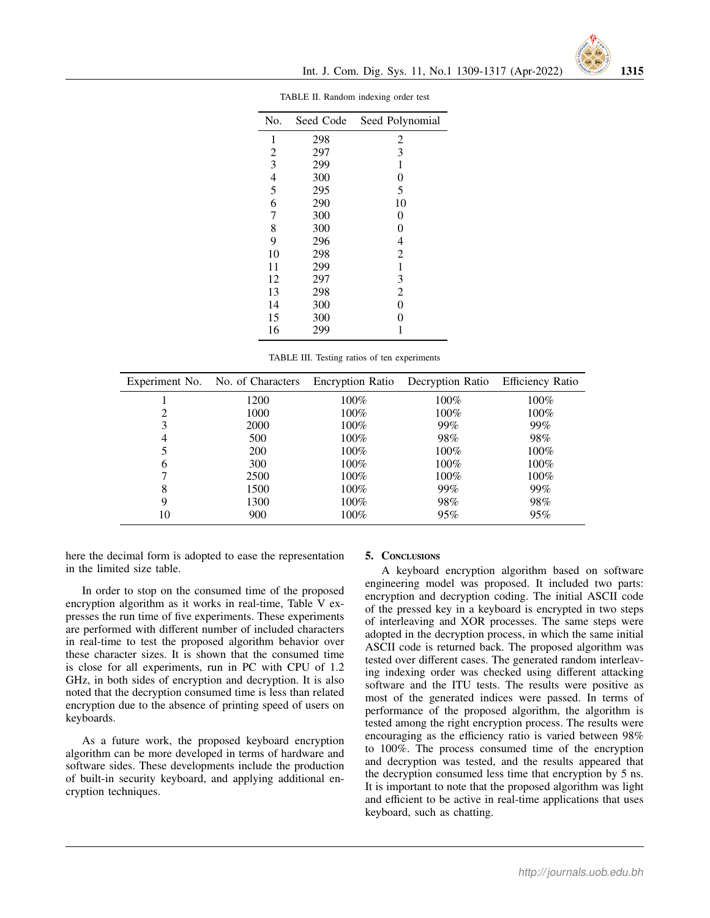TABLE II. Random indexing order test

| No. | Seed Code | Seed Polynomial |
|---|---|---|
| 1 | 298 | 2 |
| 2 | 297 | 3 |
| 3 | 299 | 1 |
| 4 | 300 | 0 |
| 5 | 295 | 5 |
| 6 | 290 | 10 |
| 7 | 300 | 0 |
| 8 | 300 | 0 |
| 9 | 296 | 4 |
| 10 | 298 | 2 |
| 11 | 299 | 1 |
| 12 | 297 | 3 |
| 13 | 298 | 2 |
| 14 | 300 | 0 |
| 15 | 300 | 0 |
| 16 | 299 | 1 |

TABLE III. Testing ratios of ten experiments

| Experiment No. | No. of Characters | Encryption Ratio | Decryption Ratio | Efficiency Ratio |
|---|---|---|---|---|
| 1 | 1200 | 100% | 100% | 100% |
| 2 | 1000 | 100% | 100% | 100% |
| 3 | 2000 | 100% | 99% | 99% |
| 4 | 500 | 100% | 98% | 98% |
| 5 | 200 | 100% | 100% | 100% |
| 6 | 300 | 100% | 100% | 100% |
| 7 | 2500 | 100% | 100% | 100% |
| 8 | 1500 | 100% | 99% | 99% |
| 9 | 1300 | 100% | 98% | 98% |
| 10 | 900 | 100% | 95% | 95% |

here the decimal form is adopted to ease the representation in the limited size table.

In order to stop on the consumed time of the proposed encryption algorithm as it works in real-time, Table V expresses the run time of five experiments. These experiments are performed with different number of included characters in real-time to test the proposed algorithm behavior over these character sizes. It is shown that the consumed time is close for all experiments, run in PC with CPU of 1.2 GHz, in both sides of encryption and decryption. It is also noted that the decryption consumed time is less than related encryption due to the absence of printing speed of users on keyboards.

As a future work, the proposed keyboard encryption algorithm can be more developed in terms of hardware and software sides. These developments include the production of built-in security keyboard, and applying additional encryption techniques.

## 5. Conclusions

A keyboard encryption algorithm based on software engineering model was proposed. It included two parts: encryption and decryption coding. The initial ASCII code of the pressed key in a keyboard is encrypted in two steps of interleaving and XOR processes. The same steps were adopted in the decryption process, in which the same initial ASCII code is returned back. The proposed algorithm was tested over different cases. The generated random interleaving indexing order was checked using different attacking software and the ITU tests. The results were positive as most of the generated indices were passed. In terms of performance of the proposed algorithm, the algorithm is tested among the right encryption process. The results were encouraging as the efficiency ratio is varied between 98% to 100%. The process consumed time of the encryption and decryption was tested, and the results appeared that the decryption consumed less time that encryption by 5 ns. It is important to note that the proposed algorithm was light and efficient to be active in real-time applications that uses keyboard, such as chatting.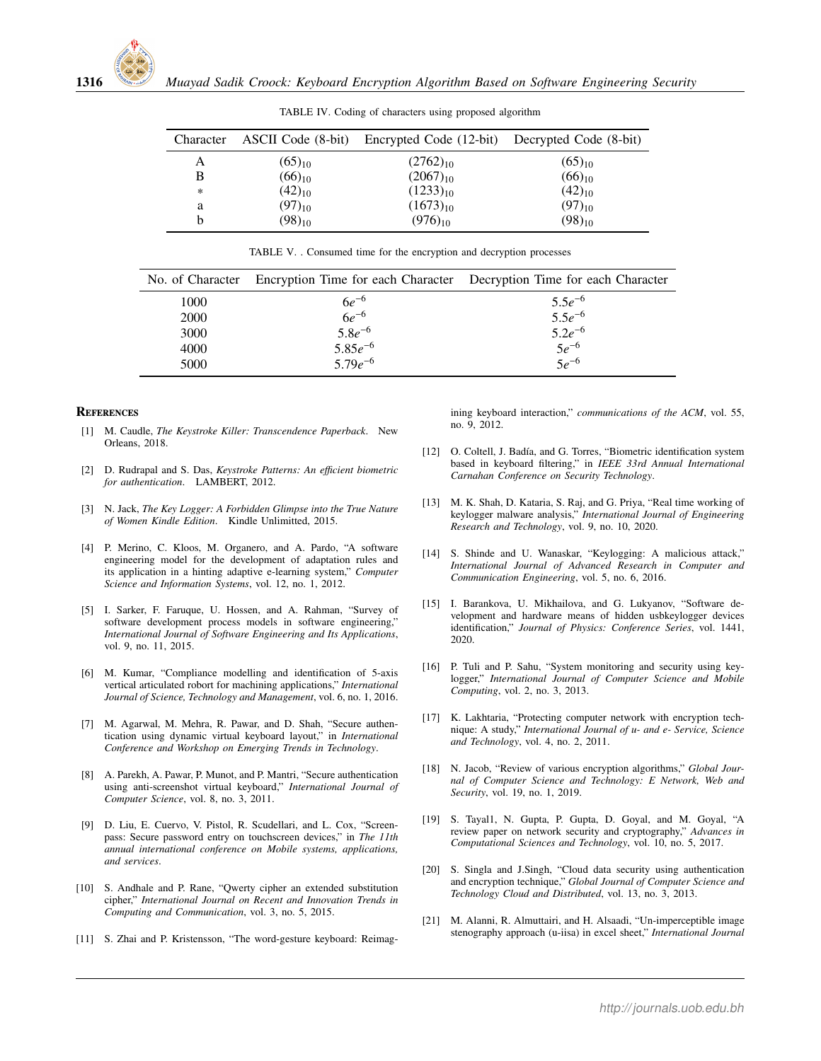TABLE IV. Coding of characters using proposed algorithm

| Character | ASCII Code (8-bit) | Encrypted Code (12-bit) | Decrypted Code (8-bit) |
|---|---|---|---|
| A | $(65)_{10}$ | $(2762)_{10}$ | $(65)_{10}$ |
| B | $(66)_{10}$ | $(2067)_{10}$ | $(66)_{10}$ |
| * | $(42)_{10}$ | $(1233)_{10}$ | $(42)_{10}$ |
| a | $(97)_{10}$ | $(1673)_{10}$ | $(97)_{10}$ |
| b | $(98)_{10}$ | $(976)_{10}$ | $(98)_{10}$ |

TABLE V. . Consumed time for the encryption and decryption processes

| No. of Character | Encryption Time for each Character | Decryption Time for each Character |
|---|---|---|
| 1000 | $6e^{-6}$ | $5.5e^{-6}$ |
| 2000 | $6e^{-6}$ | $5.5e^{-6}$ |
| 3000 | $5.8e^{-6}$ | $5.2e^{-6}$ |
| 4000 | $5.85e^{-6}$ | $5e^{-6}$ |
| 5000 | $5.79e^{-6}$ | $5e^{-6}$ |

## References

[1] M. Caudle, *The Keystroke Killer: Transcendence Paperback*. New Orleans, 2018.

[2] D. Rudrapal and S. Das, *Keystroke Patterns: An efficient biometric for authentication*. LAMBERT, 2012.

[3] N. Jack, *The Key Logger: A Forbidden Glimpse into the True Nature of Women Kindle Edition*. Kindle Unlimitted, 2015.

[4] P. Merino, C. Kloos, M. Organero, and A. Pardo, "A software engineering model for the development of adaptation rules and its application in a hinting adaptive e-learning system," *Computer Science and Information Systems*, vol. 12, no. 1, 2012.

[5] I. Sarker, F. Faruque, U. Hossen, and A. Rahman, "Survey of software development process models in software engineering," *International Journal of Software Engineering and Its Applications*, vol. 9, no. 11, 2015.

[6] M. Kumar, "Compliance modelling and identification of 5-axis vertical articulated robort for machining applications," *International Journal of Science, Technology and Management*, vol. 6, no. 1, 2016.

[7] M. Agarwal, M. Mehra, R. Pawar, and D. Shah, "Secure authentication using dynamic virtual keyboard layout," in *International Conference and Workshop on Emerging Trends in Technology*.

[8] A. Parekh, A. Pawar, P. Munot, and P. Mantri, "Secure authentication using anti-screenshot virtual keyboard," *International Journal of Computer Science*, vol. 8, no. 3, 2011.

[9] D. Liu, E. Cuervo, V. Pistol, R. Scudellari, and L. Cox, "Screenpass: Secure password entry on touchscreen devices," in *The 11th annual international conference on Mobile systems, applications, and services*.

[10] S. Andhale and P. Rane, "Qwerty cipher an extended substitution cipher," *International Journal on Recent and Innovation Trends in Computing and Communication*, vol. 3, no. 5, 2015.

[11] S. Zhai and P. Kristensson, "The word-gesture keyboard: Reimagining keyboard interaction," *communications of the ACM*, vol. 55, no. 9, 2012.

[12] O. Coltell, J. Badía, and G. Torres, "Biometric identification system based in keyboard filtering," in *IEEE 33rd Annual International Carnahan Conference on Security Technology*.

[13] M. K. Shah, D. Kataria, S. Raj, and G. Priya, "Real time working of keylogger malware analysis," *International Journal of Engineering Research and Technology*, vol. 9, no. 10, 2020.

[14] S. Shinde and U. Wanaskar, "Keylogging: A malicious attack," *International Journal of Advanced Research in Computer and Communication Engineering*, vol. 5, no. 6, 2016.

[15] I. Barankova, U. Mikhailova, and G. Lukyanov, "Software development and hardware means of hidden usbkeylogger devices identification," *Journal of Physics: Conference Series*, vol. 1441, 2020.

[16] P. Tuli and P. Sahu, "System monitoring and security using keylogger," *International Journal of Computer Science and Mobile Computing*, vol. 2, no. 3, 2013.

[17] K. Lakhtaria, "Protecting computer network with encryption technique: A study," *International Journal of u- and e- Service, Science and Technology*, vol. 4, no. 2, 2011.

[18] N. Jacob, "Review of various encryption algorithms," *Global Journal of Computer Science and Technology: E Network, Web and Security*, vol. 19, no. 1, 2019.

[19] S. Tayal1, N. Gupta, P. Gupta, D. Goyal, and M. Goyal, "A review paper on network security and cryptography," *Advances in Computational Sciences and Technology*, vol. 10, no. 5, 2017.

[20] S. Singla and J.Singh, "Cloud data security using authentication and encryption technique," *Global Journal of Computer Science and Technology Cloud and Distributed*, vol. 13, no. 3, 2013.

[21] M. Alanni, R. Almuttairi, and H. Alsaadi, "Un-imperceptible image stenography approach (u-iisa) in excel sheet," *International Journal*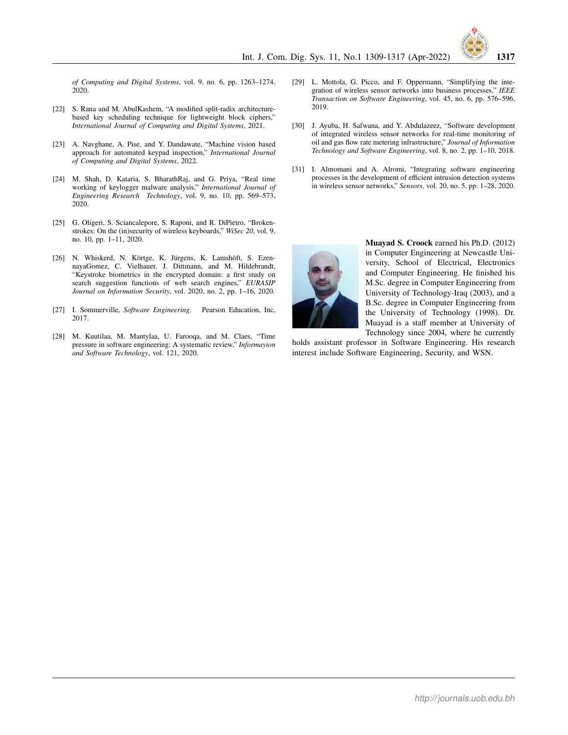*of Computing and Digital Systems*, vol. 9, no. 6, pp. 1263–1274, 2020.

[22] S. Rana and M. AbulKashem, "A modified split-radix architecture-based key scheduling technique for lightweight block ciphers," *International Journal of Computing and Digital Systems*, 2021.

[23] A. Navghane, A. Pise, and Y. Dandawate, "Machine vision based approach for automated keypad inspection," *International Journal of Computing and Digital Systems*, 2022.

[24] M. Shah, D. Kataria, S. BharathRaj, and G. Priya, "Real time working of keylogger malware analysis," *International Journal of Engineering Research Technology*, vol. 9, no. 10, pp. 569–573, 2020.

[25] G. Oligeri, S. Sciancalepore, S. Raponi, and R. DiPietro, "Brokenstrokes: On the (in)security of wireless keyboards," *WiSec 20*, vol. 9, no. 10, pp. 1–11, 2020.

[26] N. Whiskerd, N. Körtge, K. Jürgens, K. Lamshöft, S. EzennayaGomez, C. Vielhauer, J. Dittmann, and M. Hildebrandt, "Keystroke biometrics in the encrypted domain: a first study on search suggestion functions of web search engines," *EURASIP Journal on Information Security*, vol. 2020, no. 2, pp. 1–16, 2020.

[27] I. Sommerville, *Software Engineering*. Pearson Education, Inc, 2017.

[28] M. Kuutilaa, M. Mantylaa, U. Farooqa, and M. Claes, "Time pressure in software engineering: A systematic review," *Informayion and Software Technology*, vol. 121, 2020.

[29] L. Mottola, G. Picco, and F. Oppermann, "Simplifying the integration of wireless sensor networks into business processes," *IEEE Transaction on Software Engineering*, vol. 45, no. 6, pp. 576–596, 2019.

[30] J. Ayuba, H. Safwana, and Y. Abdulazeez, "Software development of integrated wireless sensor networks for real-time monitoring of oil and gas flow rate metering infrastructure," *Journal of Information Technology and Software Engineering*, vol. 8, no. 2, pp. 1–10, 2018.

[31] I. Almomani and A. Alromi, "Integrating software engineering processes in the development of efficient intrusion detection systems in wireless sensor networks," *Sensors*, vol. 20, no. 5, pp. 1–28, 2020.

**Muayad S. Croock** earned his Ph.D. (2012) in Computer Engineering at Newcastle University, School of Electrical, Electronics and Computer Engineering. He finished his M.Sc. degree in Computer Engineering from University of Technology-Iraq (2003), and a B.Sc. degree in Computer Engineering from the University of Technology (1998). Dr. Muayad is a staff member at University of Technology since 2004, where he currently holds assistant professor in Software Engineering. His research interest include Software Engineering, Security, and WSN.